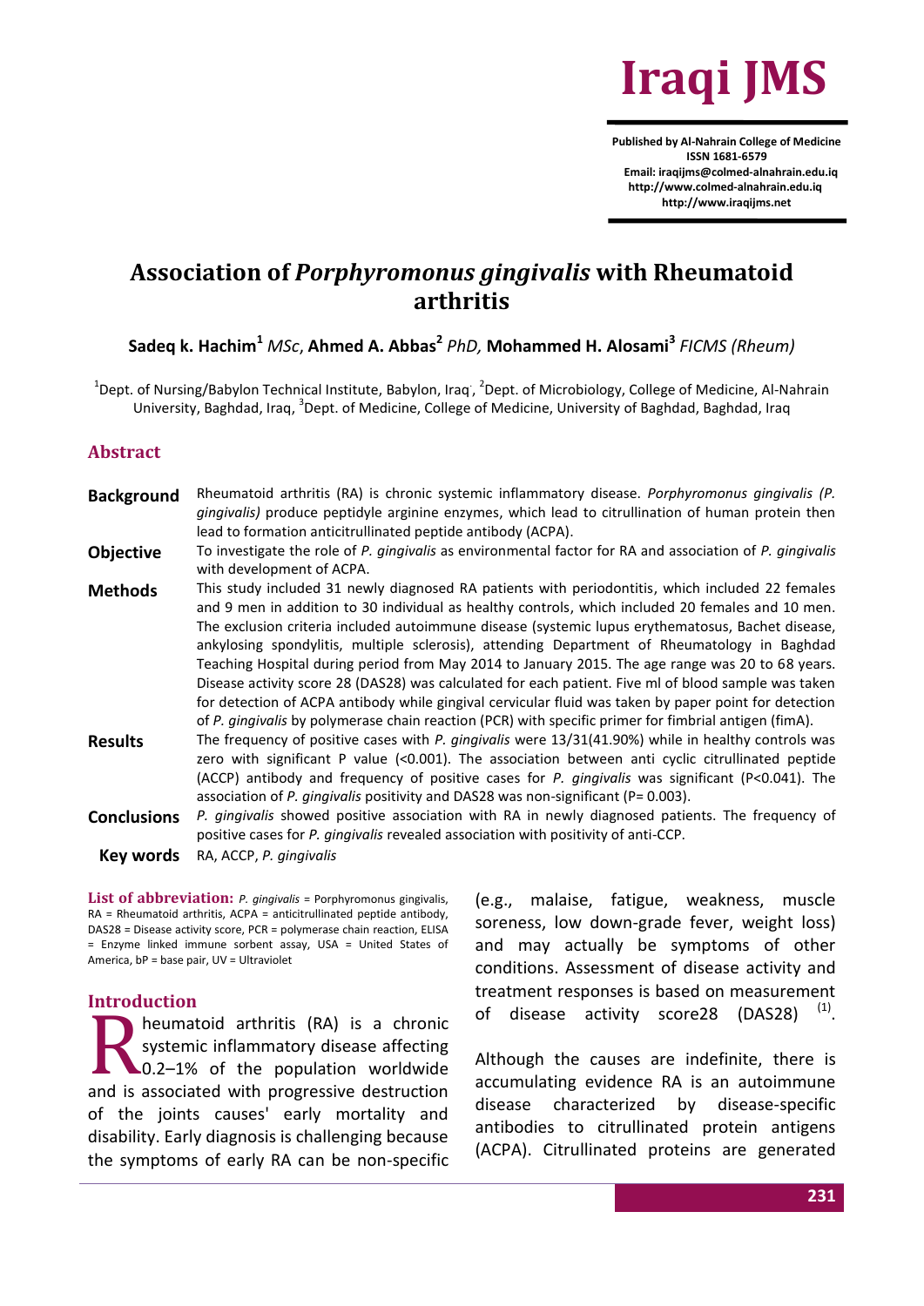# Association of *Porphyromonus gingivalis* with Rheumatoid arthritis

**Sadeq k. Hachim**[1] *MSc*, **Ahmed A. Abbas**[2] *PhD*, **Mohammed H. Alosami**[3] *FICMS (Rheum)*

[1]Dept. of Nursing/Babylon Technical Institute, Babylon, Iraq, [2]Dept. of Microbiology, College of Medicine, Al-Nahrain University, Baghdad, Iraq, [3]Dept. of Medicine, College of Medicine, University of Baghdad, Baghdad, Iraq

## Abstract

**Background** Rheumatoid arthritis (RA) is chronic systemic inflammatory disease. *Porphyromonus gingivalis (P. gingivalis)* produce peptidyle arginine enzymes, which lead to citrullination of human protein then lead to formation anticitrullinated peptide antibody (ACPA).

**Objective** To investigate the role of *P. gingivalis* as environmental factor for RA and association of *P. gingivalis* with development of ACPA.

**Methods** This study included 31 newly diagnosed RA patients with periodontitis, which included 22 females and 9 men in addition to 30 individual as healthy controls, which included 20 females and 10 men. The exclusion criteria included autoimmune disease (systemic lupus erythematosus, Bachet disease, ankylosing spondylitis, multiple sclerosis), attending Department of Rheumatology in Baghdad Teaching Hospital during period from May 2014 to January 2015. The age range was 20 to 68 years. Disease activity score 28 (DAS28) was calculated for each patient. Five ml of blood sample was taken for detection of ACPA antibody while gingival cervicular fluid was taken by paper point for detection of *P. gingivalis* by polymerase chain reaction (PCR) with specific primer for fimbrial antigen (fimA).

**Results** The frequency of positive cases with *P. gingivalis* were 13/31(41.90%) while in healthy controls was zero with significant P value (<0.001). The association between anti cyclic citrullinated peptide (ACCP) antibody and frequency of positive cases for *P. gingivalis* was significant (P<0.041). The association of *P. gingivalis* positivity and DAS28 was non-significant (P= 0.003).

**Conclusions** *P. gingivalis* showed positive association with RA in newly diagnosed patients. The frequency of positive cases for *P. gingivalis* revealed association with positivity of anti-CCP.

**Key words** RA, ACCP, *P. gingivalis*

**List of abbreviation:** *P. gingivalis* = Porphyromonus gingivalis, RA = Rheumatoid arthritis, ACPA = anticitrullinated peptide antibody, DAS28 = Disease activity score, PCR = polymerase chain reaction, ELISA = Enzyme linked immune sorbent assay, USA = United States of America, bP = base pair, UV = Ultraviolet

## Introduction

Rheumatoid arthritis (RA) is a chronic systemic inflammatory disease affecting 0.2–1% of the population worldwide and is associated with progressive destruction of the joints causes' early mortality and disability. Early diagnosis is challenging because the symptoms of early RA can be non-specific (e.g., malaise, fatigue, weakness, muscle soreness, low down-grade fever, weight loss) and may actually be symptoms of other conditions. Assessment of disease activity and treatment responses is based on measurement of disease activity score28 (DAS28) [(1)].

Although the causes are indefinite, there is accumulating evidence RA is an autoimmune disease characterized by disease-specific antibodies to citrullinated protein antigens (ACPA). Citrullinated proteins are generated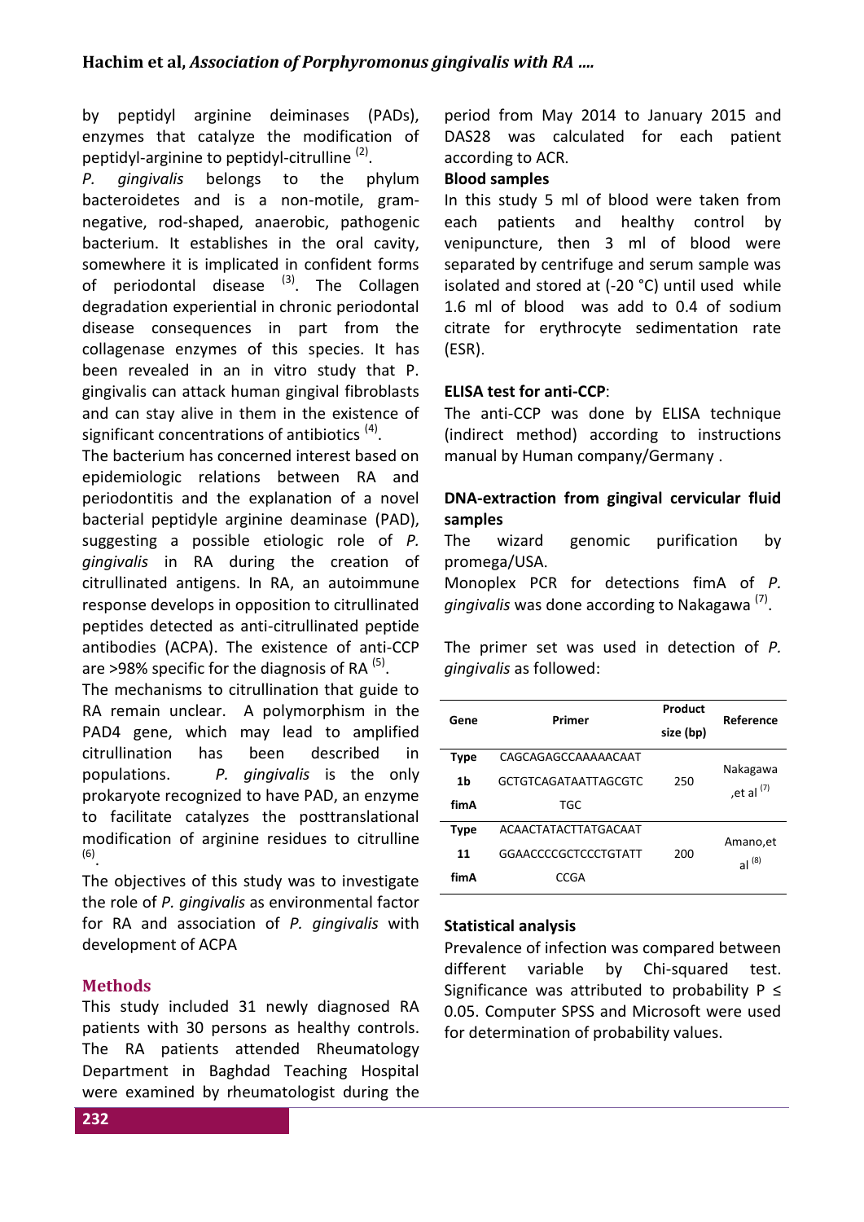by peptidyl arginine deiminases (PADs), enzymes that catalyze the modification of peptidyl-arginine to peptidyl-citrulline [2].

*P. gingivalis* belongs to the phylum bacteroidetes and is a non-motile, gram-negative, rod-shaped, anaerobic, pathogenic bacterium. It establishes in the oral cavity, somewhere it is implicated in confident forms of periodontal disease [3]. The Collagen degradation experiential in chronic periodontal disease consequences in part from the collagenase enzymes of this species. It has been revealed in an in vitro study that P. gingivalis can attack human gingival fibroblasts and can stay alive in them in the existence of significant concentrations of antibiotics [4].

The bacterium has concerned interest based on epidemiologic relations between RA and periodontitis and the explanation of a novel bacterial peptidyle arginine deaminase (PAD), suggesting a possible etiologic role of *P. gingivalis* in RA during the creation of citrullinated antigens. In RA, an autoimmune response develops in opposition to citrullinated peptides detected as anti-citrullinated peptide antibodies (ACPA). The existence of anti-CCP are >98% specific for the diagnosis of RA [5].

The mechanisms to citrullination that guide to RA remain unclear. A polymorphism in the PAD4 gene, which may lead to amplified citrullination has been described in populations. *P. gingivalis* is the only prokaryote recognized to have PAD, an enzyme to facilitate catalyzes the posttranslational modification of arginine residues to citrulline [6].

The objectives of this study was to investigate the role of *P. gingivalis* as environmental factor for RA and association of *P. gingivalis* with development of ACPA

## Methods

This study included 31 newly diagnosed RA patients with 30 persons as healthy controls. The RA patients attended Rheumatology Department in Baghdad Teaching Hospital were examined by rheumatologist during the period from May 2014 to January 2015 and DAS28 was calculated for each patient according to ACR.

**Blood samples**

In this study 5 ml of blood were taken from each patients and healthy control by venipuncture, then 3 ml of blood were separated by centrifuge and serum sample was isolated and stored at (-20 °C) until used while 1.6 ml of blood was add to 0.4 of sodium citrate for erythrocyte sedimentation rate (ESR).

**ELISA test for anti-CCP**:

The anti-CCP was done by ELISA technique (indirect method) according to instructions manual by Human company/Germany .

**DNA-extraction from gingival cervicular fluid samples**

The wizard genomic purification by promega/USA.

Monoplex PCR for detections fimA of *P. gingivalis* was done according to Nakagawa [7].

The primer set was used in detection of *P. gingivalis* as followed:

| Gene | Primer | Product size (bp) | Reference |
|---|---|---|---|
| Type 1b fimA | CAGCAGAGCCAAAAACAAT GCTGTCAGATAATTAGCGTC TGC | 250 | Nakagawa ,et al [7] |
| Type 11 fimA | ACAACTATACTTATGACAAT GGAACCCCGCTCCCTGTATT CCGA | 200 | Amano,et al [8] |

**Statistical analysis**

Prevalence of infection was compared between different variable by Chi-squared test. Significance was attributed to probability P ≤ 0.05. Computer SPSS and Microsoft were used for determination of probability values.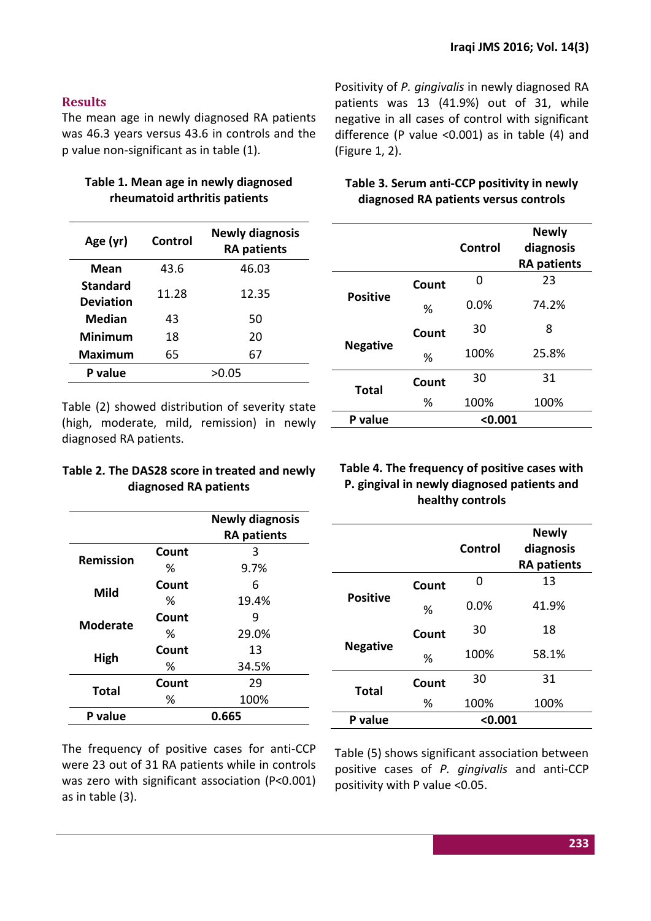## Results

The mean age in newly diagnosed RA patients was 46.3 years versus 43.6 in controls and the p value non-significant as in table (1).

**Table 1. Mean age in newly diagnosed rheumatoid arthritis patients**

| Age (yr) | Control | Newly diagnosis RA patients |
|---|---|---|
| **Mean** | 43.6 | 46.03 |
| **Standard Deviation** | 11.28 | 12.35 |
| **Median** | 43 | 50 |
| **Minimum** | 18 | 20 |
| **Maximum** | 65 | 67 |
| **P value** | >0.05 | |

Table (2) showed distribution of severity state (high, moderate, mild, remission) in newly diagnosed RA patients.

**Table 2. The DAS28 score in treated and newly diagnosed RA patients**

| | | Newly diagnosis RA patients |
|---|---|---|
| **Remission** | **Count** | 3 |
| | % | 9.7% |
| **Mild** | **Count** | 6 |
| | % | 19.4% |
| **Moderate** | **Count** | 9 |
| | % | 29.0% |
| **High** | **Count** | 13 |
| | % | 34.5% |
| **Total** | **Count** | 29 |
| | % | 100% |
| **P value** | | **0.665** |

The frequency of positive cases for anti-CCP were 23 out of 31 RA patients while in controls was zero with significant association (P<0.001) as in table (3).

Positivity of *P. gingivalis* in newly diagnosed RA patients was 13 (41.9%) out of 31, while negative in all cases of control with significant difference (P value <0.001) as in table (4) and (Figure 1, 2).

**Table 3. Serum anti-CCP positivity in newly diagnosed RA patients versus controls**

| | | Control | Newly diagnosis RA patients |
|---|---|---|---|
| **Positive** | **Count** | 0 | 23 |
| | % | 0.0% | 74.2% |
| **Negative** | **Count** | 30 | 8 |
| | % | 100% | 25.8% |
| **Total** | **Count** | 30 | 31 |
| | % | 100% | 100% |
| **P value** | | **<0.001** | |

**Table 4. The frequency of positive cases with P. gingival in newly diagnosed patients and healthy controls**

| | | Control | Newly diagnosis RA patients |
|---|---|---|---|
| **Positive** | **Count** | 0 | 13 |
| | % | 0.0% | 41.9% |
| **Negative** | **Count** | 30 | 18 |
| | % | 100% | 58.1% |
| **Total** | **Count** | 30 | 31 |
| | % | 100% | 100% |
| **P value** | | **<0.001** | |

Table (5) shows significant association between positive cases of *P. gingivalis* and anti-CCP positivity with P value <0.05.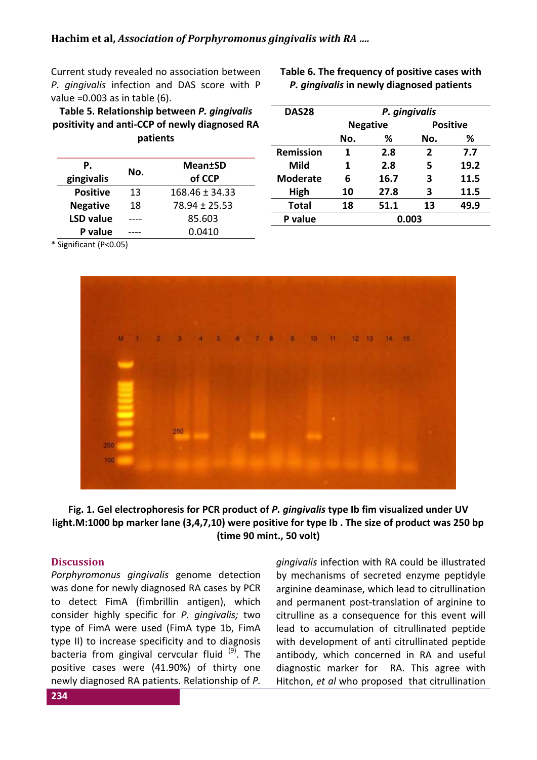Current study revealed no association between *P. gingivalis* infection and DAS score with P value =0.003 as in table (6).

**Table 5. Relationship between *P. gingivalis* positivity and anti-CCP of newly diagnosed RA patients**

| P. gingivalis | No. | Mean±SD of CCP |
|---|---|---|
| Positive | 13 | 168.46 ± 34.33 |
| Negative | 18 | 78.94 ± 25.53 |
| LSD value | ---- | 85.603 |
| P value | ---- | 0.0410 |

\* Significant (P<0.05)

**Table 6. The frequency of positive cases with *P. gingivalis* in newly diagnosed patients**

| DAS28 | *P. gingivalis* | | | |
|---|---|---|---|---|
| | Negative | | Positive | |
| | No. | % | No. | % |
| Remission | 1 | 2.8 | 2 | 7.7 |
| Mild | 1 | 2.8 | 5 | 19.2 |
| Moderate | 6 | 16.7 | 3 | 11.5 |
| High | 10 | 27.8 | 3 | 11.5 |
| Total | 18 | 51.1 | 13 | 49.9 |
| P value | 0.003 | | | |

**Fig. 1. Gel electrophoresis for PCR product of *P. gingivalis* type Ib fim visualized under UV light.M:1000 bp marker lane (3,4,7,10) were positive for type Ib . The size of product was 250 bp (time 90 mint., 50 volt)**

## Discussion

*Porphyromonus gingivalis* genome detection was done for newly diagnosed RA cases by PCR to detect FimA (fimbrillin antigen), which consider highly specific for *P. gingivalis;* two type of FimA were used (FimA type 1b, FimA type II) to increase specificity and to diagnosis bacteria from gingival cervcular fluid [9]. The positive cases were (41.90%) of thirty one newly diagnosed RA patients. Relationship of *P. gingivalis* infection with RA could be illustrated by mechanisms of secreted enzyme peptidyle arginine deaminase, which lead to citrullination and permanent post-translation of arginine to citrulline as a consequence for this event will lead to accumulation of citrullinated peptide with development of anti citrullinated peptide antibody, which concerned in RA and useful diagnostic marker for RA. This agree with Hitchon, *et al* who proposed that citrullination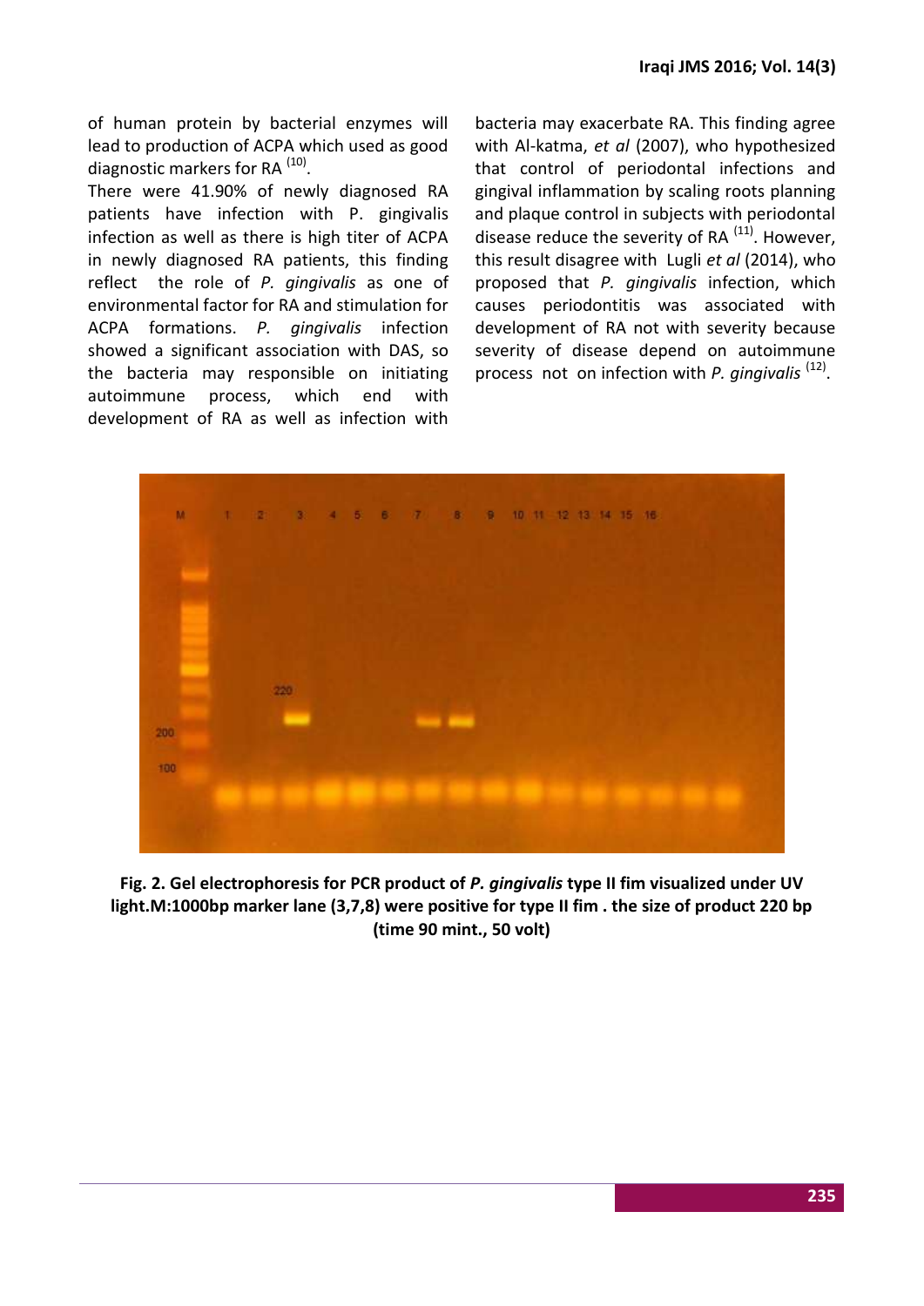of human protein by bacterial enzymes will lead to production of ACPA which used as good diagnostic markers for RA [10].

There were 41.90% of newly diagnosed RA patients have infection with P. gingivalis infection as well as there is high titer of ACPA in newly diagnosed RA patients, this finding reflect the role of *P. gingivalis* as one of environmental factor for RA and stimulation for ACPA formations. *P. gingivalis* infection showed a significant association with DAS, so the bacteria may responsible on initiating autoimmune process, which end with development of RA as well as infection with bacteria may exacerbate RA. This finding agree with Al-katma, *et al* (2007), who hypothesized that control of periodontal infections and gingival inflammation by scaling roots planning and plaque control in subjects with periodontal disease reduce the severity of RA [11]. However, this result disagree with Lugli *et al* (2014), who proposed that *P. gingivalis* infection, which causes periodontitis was associated with development of RA not with severity because severity of disease depend on autoimmune process not on infection with *P. gingivalis* [12].

**Fig. 2. Gel electrophoresis for PCR product of *P. gingivalis* type II fim visualized under UV light.M:1000bp marker lane (3,7,8) were positive for type II fim . the size of product 220 bp (time 90 mint., 50 volt)**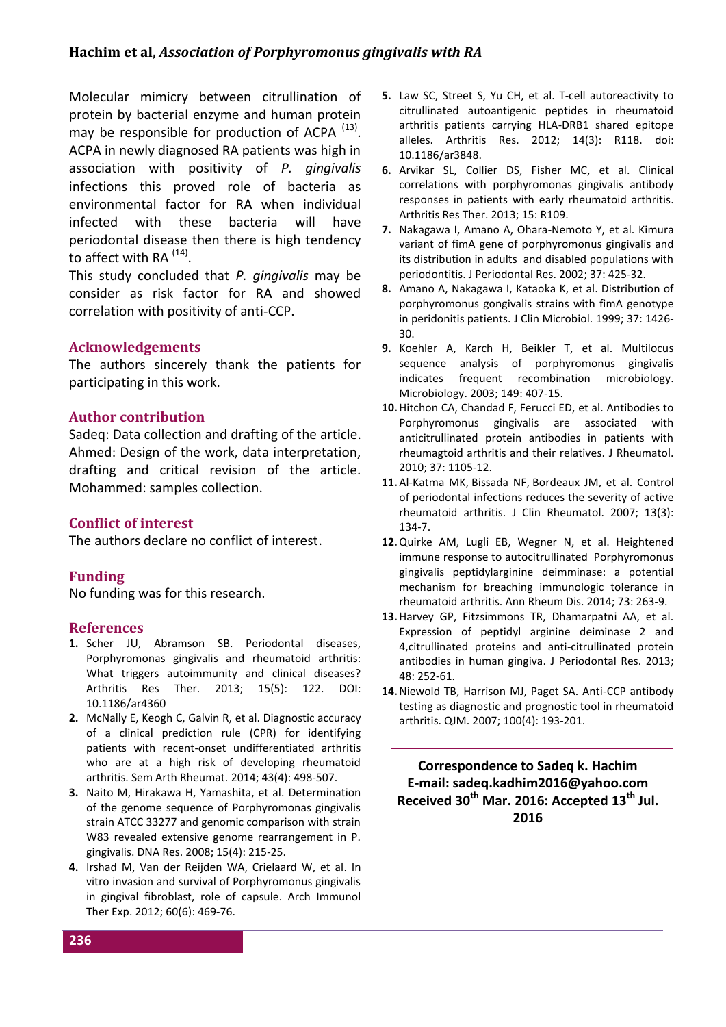Molecular mimicry between citrullination of protein by bacterial enzyme and human protein may be responsible for production of ACPA [13]. ACPA in newly diagnosed RA patients was high in association with positivity of *P. gingivalis* infections this proved role of bacteria as environmental factor for RA when individual infected with these bacteria will have periodontal disease then there is high tendency to affect with RA [14].

This study concluded that *P. gingivalis* may be consider as risk factor for RA and showed correlation with positivity of anti-CCP.

## Acknowledgements

The authors sincerely thank the patients for participating in this work.

## Author contribution

Sadeq: Data collection and drafting of the article. Ahmed: Design of the work, data interpretation, drafting and critical revision of the article. Mohammed: samples collection.

## Conflict of interest

The authors declare no conflict of interest.

## Funding

No funding was for this research.

## References

1. Scher JU, Abramson SB. Periodontal diseases, Porphyromonas gingivalis and rheumatoid arthritis: What triggers autoimmunity and clinical diseases? Arthritis Res Ther. 2013; 15(5): 122. DOI: 10.1186/ar4360
2. McNally E, Keogh C, Galvin R, et al. Diagnostic accuracy of a clinical prediction rule (CPR) for identifying patients with recent-onset undifferentiated arthritis who are at a high risk of developing rheumatoid arthritis. Sem Arth Rheumat. 2014; 43(4): 498-507.
3. Naito M, Hirakawa H, Yamashita, et al. Determination of the genome sequence of Porphyromonas gingivalis strain ATCC 33277 and genomic comparison with strain W83 revealed extensive genome rearrangement in P. gingivalis. DNA Res. 2008; 15(4): 215-25.
4. Irshad M, Van der Reijden WA, Crielaard W, et al. In vitro invasion and survival of Porphyromonus gingivalis in gingival fibroblast, role of capsule. Arch Immunol Ther Exp. 2012; 60(6): 469-76.
5. Law SC, Street S, Yu CH, et al. T-cell autoreactivity to citrullinated autoantigenic peptides in rheumatoid arthritis patients carrying HLA-DRB1 shared epitope alleles. Arthritis Res. 2012; 14(3): R118. doi: 10.1186/ar3848.
6. Arvikar SL, Collier DS, Fisher MC, et al. Clinical correlations with porphyromonas gingivalis antibody responses in patients with early rheumatoid arthritis. Arthritis Res Ther. 2013; 15: R109.
7. Nakagawa I, Amano A, Ohara-Nemoto Y, et al. Kimura variant of fimA gene of porphyromonus gingivalis and its distribution in adults and disabled populations with periodontitis. J Periodontal Res. 2002; 37: 425-32.
8. Amano A, Nakagawa I, Kataoka K, et al. Distribution of porphyromonus gongivalis strains with fimA genotype in peridonitis patients. J Clin Microbiol. 1999; 37: 1426-30.
9. Koehler A, Karch H, Beikler T, et al. Multilocus sequence analysis of porphyromonus gingivalis indicates frequent recombination microbiology. Microbiology. 2003; 149: 407-15.
10. Hitchon CA, Chandad F, Ferucci ED, et al. Antibodies to Porphyromonus gingivalis are associated with anticitrullinated protein antibodies in patients with rheumagtoid arthritis and their relatives. J Rheumatol. 2010; 37: 1105-12.
11. Al-Katma MK, Bissada NF, Bordeaux JM, et al. Control of periodontal infections reduces the severity of active rheumatoid arthritis. J Clin Rheumatol. 2007; 13(3): 134-7.
12. Quirke AM, Lugli EB, Wegner N, et al. Heightened immune response to autocitrullinated Porphyromonus gingivalis peptidylarginine deiminase: a potential mechanism for breaching immunologic tolerance in rheumatoid arthritis. Ann Rheum Dis. 2014; 73: 263-9.
13. Harvey GP, Fitzsimmons TR, Dhamarpatni AA, et al. Expression of peptidyl arginine deiminase 2 and 4,citrullinated proteins and anti-citrullinated protein antibodies in human gingiva. J Periodontal Res. 2013; 48: 252-61.
14. Niewold TB, Harrison MJ, Paget SA. Anti-CCP antibody testing as diagnostic and prognostic tool in rheumatoid arthritis. QJM. 2007; 100(4): 193-201.

**Correspondence to Sadeq k. Hachim**
**E-mail: sadeq.kadhim2016@yahoo.com**
**Received 30th Mar. 2016: Accepted 13th Jul. 2016**